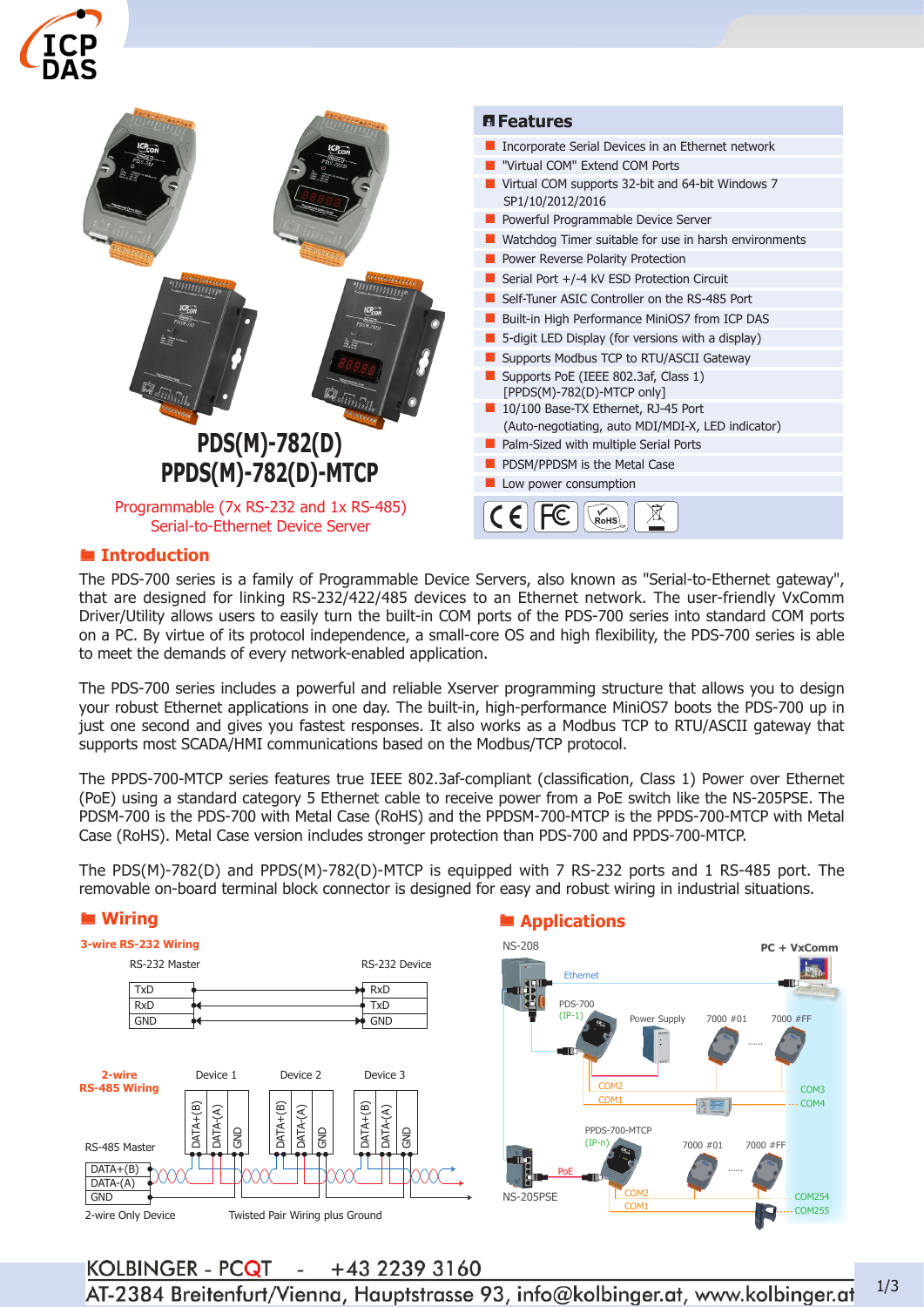# PDS(M)-782(D)
# PPDS(M)-782(D)-MTCP

Programmable (7x RS-232 and 1x RS-485)
Serial-to-Ethernet Device Server

## Features

- Incorporate Serial Devices in an Ethernet network
- "Virtual COM" Extend COM Ports
- Virtual COM supports 32-bit and 64-bit Windows 7 SP1/10/2012/2016
- Powerful Programmable Device Server
- Watchdog Timer suitable for use in harsh environments
- Power Reverse Polarity Protection
- Serial Port +/-4 kV ESD Protection Circuit
- Self-Tuner ASIC Controller on the RS-485 Port
- Built-in High Performance MiniOS7 from ICP DAS
- 5-digit LED Display (for versions with a display)
- Supports Modbus TCP to RTU/ASCII Gateway
- Supports PoE (IEEE 802.3af, Class 1) [PPDS(M)-782(D)-MTCP only]
- 10/100 Base-TX Ethernet, RJ-45 Port (Auto-negotiating, auto MDI/MDI-X, LED indicator)
- Palm-Sized with multiple Serial Ports
- PDSM/PPDSM is the Metal Case
- Low power consumption

## Introduction

The PDS-700 series is a family of Programmable Device Servers, also known as "Serial-to-Ethernet gateway", that are designed for linking RS-232/422/485 devices to an Ethernet network. The user-friendly VxComm Driver/Utility allows users to easily turn the built-in COM ports of the PDS-700 series into standard COM ports on a PC. By virtue of its protocol independence, a small-core OS and high flexibility, the PDS-700 series is able to meet the demands of every network-enabled application.

The PDS-700 series includes a powerful and reliable Xserver programming structure that allows you to design your robust Ethernet applications in one day. The built-in, high-performance MiniOS7 boots the PDS-700 up in just one second and gives you fastest responses. It also works as a Modbus TCP to RTU/ASCII gateway that supports most SCADA/HMI communications based on the Modbus/TCP protocol.

The PPDS-700-MTCP series features true IEEE 802.3af-compliant (classification, Class 1) Power over Ethernet (PoE) using a standard category 5 Ethernet cable to receive power from a PoE switch like the NS-205PSE. The PDSM-700 is the PDS-700 with Metal Case (RoHS) and the PPDSM-700-MTCP is the PPDS-700-MTCP with Metal Case (RoHS). Metal Case version includes stronger protection than PDS-700 and PPDS-700-MTCP.

The PDS(M)-782(D) and PPDS(M)-782(D)-MTCP is equipped with 7 RS-232 ports and 1 RS-485 port. The removable on-board terminal block connector is designed for easy and robust wiring in industrial situations.

## Wiring

**3-wire RS-232 Wiring**

| RS-232 Master | | RS-232 Device |
|---|---|---|
| TxD | → | RxD |
| RxD | ← | TxD |
| GND | ↔ | GND |

**2-wire RS-485 Wiring**

RS-485 Master: DATA+(B), DATA-(A), GND — connected to Device 1, Device 2, Device 3 (DATA+(B), DATA-(A), GND)

2-wire Only Device — Twisted Pair Wiring plus Ground

## Applications

NS-208, Ethernet, PC + VxComm, PDS-700 (IP-1), Power Supply, 7000 #01 ... 7000 #FF, COM2, COM1, COM3 ... COM4, PPDS-700-MTCP (IP-n), PoE, NS-205PSE, 7000 #01 ... 7000 #FF, COM2, COM1, COM254, COM255

KOLBINGER - PCQT - +43 2239 3160
AT-2384 Breitenfurt/Vienna, Hauptstrasse 93, info@kolbinger.at, www.kolbinger.at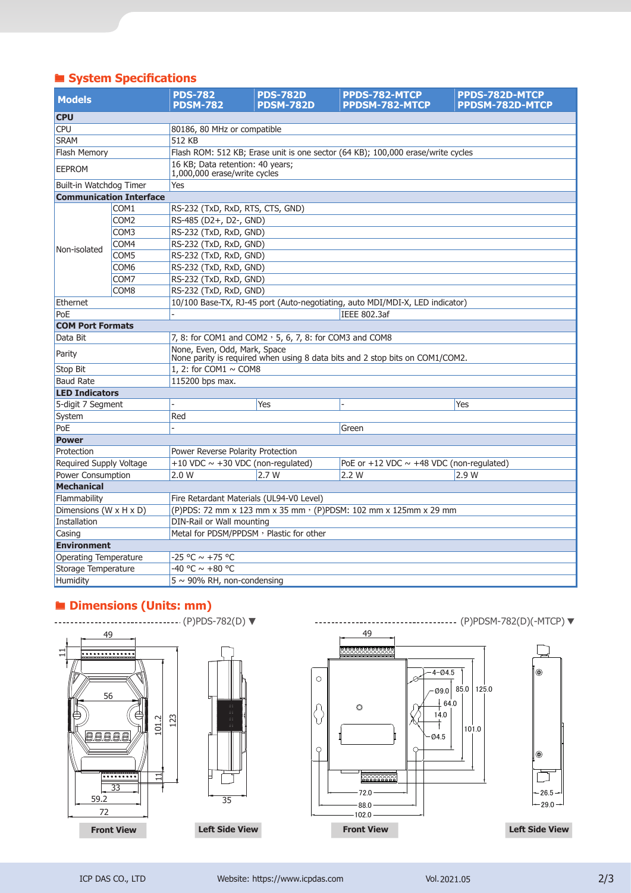## System Specifications

| Models | | PDS-782<br>PDSM-782 | PDS-782D<br>PDSM-782D | PPDS-782-MTCP<br>PPDSM-782-MTCP | PPDS-782D-MTCP<br>PPDSM-782D-MTCP |
|---|---|---|---|---|---|
| **CPU** | | | | | |
| CPU | | 80186, 80 MHz or compatible | | | |
| SRAM | | 512 KB | | | |
| Flash Memory | | Flash ROM: 512 KB; Erase unit is one sector (64 KB); 100,000 erase/write cycles | | | |
| EEPROM | | 16 KB; Data retention: 40 years; 1,000,000 erase/write cycles | | | |
| Built-in Watchdog Timer | | Yes | | | |
| **Communication Interface** | | | | | |
| Non-isolated | COM1 | RS-232 (TxD, RxD, RTS, CTS, GND) | | | |
| | COM2 | RS-485 (D2+, D2-, GND) | | | |
| | COM3 | RS-232 (TxD, RxD, GND) | | | |
| | COM4 | RS-232 (TxD, RxD, GND) | | | |
| | COM5 | RS-232 (TxD, RxD, GND) | | | |
| | COM6 | RS-232 (TxD, RxD, GND) | | | |
| | COM7 | RS-232 (TxD, RxD, GND) | | | |
| | COM8 | RS-232 (TxD, RxD, GND) | | | |
| Ethernet | | 10/100 Base-TX, RJ-45 port (Auto-negotiating, auto MDI/MDI-X, LED indicator) | | | |
| PoE | | - | | IEEE 802.3af | |
| **COM Port Formats** | | | | | |
| Data Bit | | 7, 8: for COM1 and COM2，5, 6, 7, 8: for COM3 and COM8 | | | |
| Parity | | None, Even, Odd, Mark, Space<br>None parity is required when using 8 data bits and 2 stop bits on COM1/COM2. | | | |
| Stop Bit | | 1, 2: for COM1 ~ COM8 | | | |
| Baud Rate | | 115200 bps max. | | | |
| **LED Indicators** | | | | | |
| 5-digit 7 Segment | | - | Yes | - | Yes |
| System | | Red | | | |
| PoE | | - | | Green | |
| **Power** | | | | | |
| Protection | | Power Reverse Polarity Protection | | | |
| Required Supply Voltage | | +10 VDC ~ +30 VDC (non-regulated) | | PoE or +12 VDC ~ +48 VDC (non-regulated) | |
| Power Consumption | | 2.0 W | 2.7 W | 2.2 W | 2.9 W |
| **Mechanical** | | | | | |
| Flammability | | Fire Retardant Materials (UL94-V0 Level) | | | |
| Dimensions (W x H x D) | | (P)PDS: 72 mm x 123 mm x 35 mm，(P)PDSM: 102 mm x 125mm x 29 mm | | | |
| Installation | | DIN-Rail or Wall mounting | | | |
| Casing | | Metal for PDSM/PPDSM，Plastic for other | | | |
| **Environment** | | | | | |
| Operating Temperature | | -25 °C ~ +75 °C | | | |
| Storage Temperature | | -40 °C ~ +80 °C | | | |
| Humidity | | 5 ~ 90% RH, non-condensing | | | |

## Dimensions (Units: mm)

(P)PDS-782(D) ▼

Front View — Left Side View

(P)PDSM-782(D)(-MTCP) ▼

Front View — Left Side View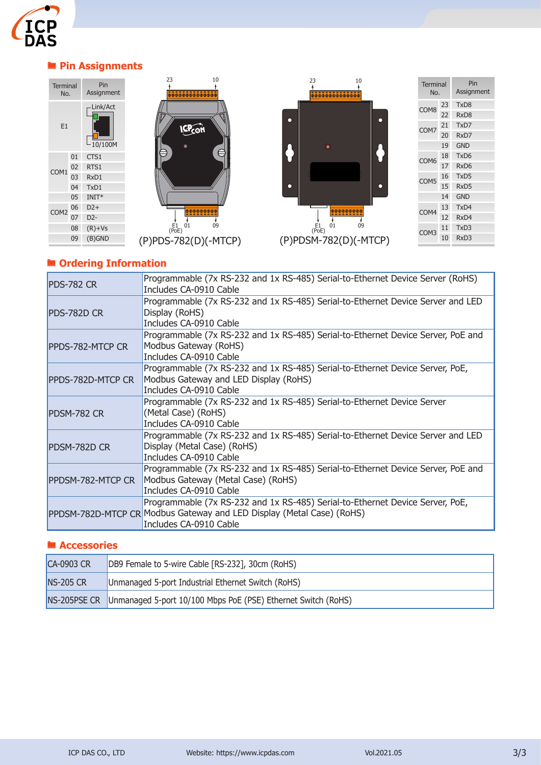## Pin Assignments

| Terminal No. | | Pin Assignment |
|---|---|---|
| E1 | | Link/Act, 10/100M |
| COM1 | 01 | CTS1 |
| | 02 | RTS1 |
| | 03 | RxD1 |
| | 04 | TxD1 |
| | 05 | INIT* |
| COM2 | 06 | D2+ |
| | 07 | D2- |
| | 08 | (R)+Vs |
| | 09 | (B)GND |

23 10

E1 (PoE) 01 09

(P)PDS-782(D)(-MTCP)

23 10

E1 (PoE) 01 09

(P)PDSM-782(D)(-MTCP)

| Terminal No. | | Pin Assignment |
|---|---|---|
| COM8 | 23 | TxD8 |
| | 22 | RxD8 |
| COM7 | 21 | TxD7 |
| | 20 | RxD7 |
| | 19 | GND |
| COM6 | 18 | TxD6 |
| | 17 | RxD6 |
| COM5 | 16 | TxD5 |
| | 15 | RxD5 |
| | 14 | GND |
| COM4 | 13 | TxD4 |
| | 12 | RxD4 |
| COM3 | 11 | TxD3 |
| | 10 | RxD3 |

## Ordering Information

| | |
|---|---|
| PDS-782 CR | Programmable (7x RS-232 and 1x RS-485) Serial-to-Ethernet Device Server (RoHS) Includes CA-0910 Cable |
| PDS-782D CR | Programmable (7x RS-232 and 1x RS-485) Serial-to-Ethernet Device Server and LED Display (RoHS) Includes CA-0910 Cable |
| PPDS-782-MTCP CR | Programmable (7x RS-232 and 1x RS-485) Serial-to-Ethernet Device Server, PoE and Modbus Gateway (RoHS) Includes CA-0910 Cable |
| PPDS-782D-MTCP CR | Programmable (7x RS-232 and 1x RS-485) Serial-to-Ethernet Device Server, PoE, Modbus Gateway and LED Display (RoHS) Includes CA-0910 Cable |
| PDSM-782 CR | Programmable (7x RS-232 and 1x RS-485) Serial-to-Ethernet Device Server (Metal Case) (RoHS) Includes CA-0910 Cable |
| PDSM-782D CR | Programmable (7x RS-232 and 1x RS-485) Serial-to-Ethernet Device Server and LED Display (Metal Case) (RoHS) Includes CA-0910 Cable |
| PPDSM-782-MTCP CR | Programmable (7x RS-232 and 1x RS-485) Serial-to-Ethernet Device Server, PoE and Modbus Gateway (Metal Case) (RoHS) Includes CA-0910 Cable |
| PPDSM-782D-MTCP CR | Programmable (7x RS-232 and 1x RS-485) Serial-to-Ethernet Device Server, PoE, Modbus Gateway and LED Display (Metal Case) (RoHS) Includes CA-0910 Cable |

## Accessories

| | |
|---|---|
| CA-0903 CR | DB9 Female to 5-wire Cable [RS-232], 30cm (RoHS) |
| NS-205 CR | Unmanaged 5-port Industrial Ethernet Switch (RoHS) |
| NS-205PSE CR | Unmanaged 5-port 10/100 Mbps PoE (PSE) Ethernet Switch (RoHS) |